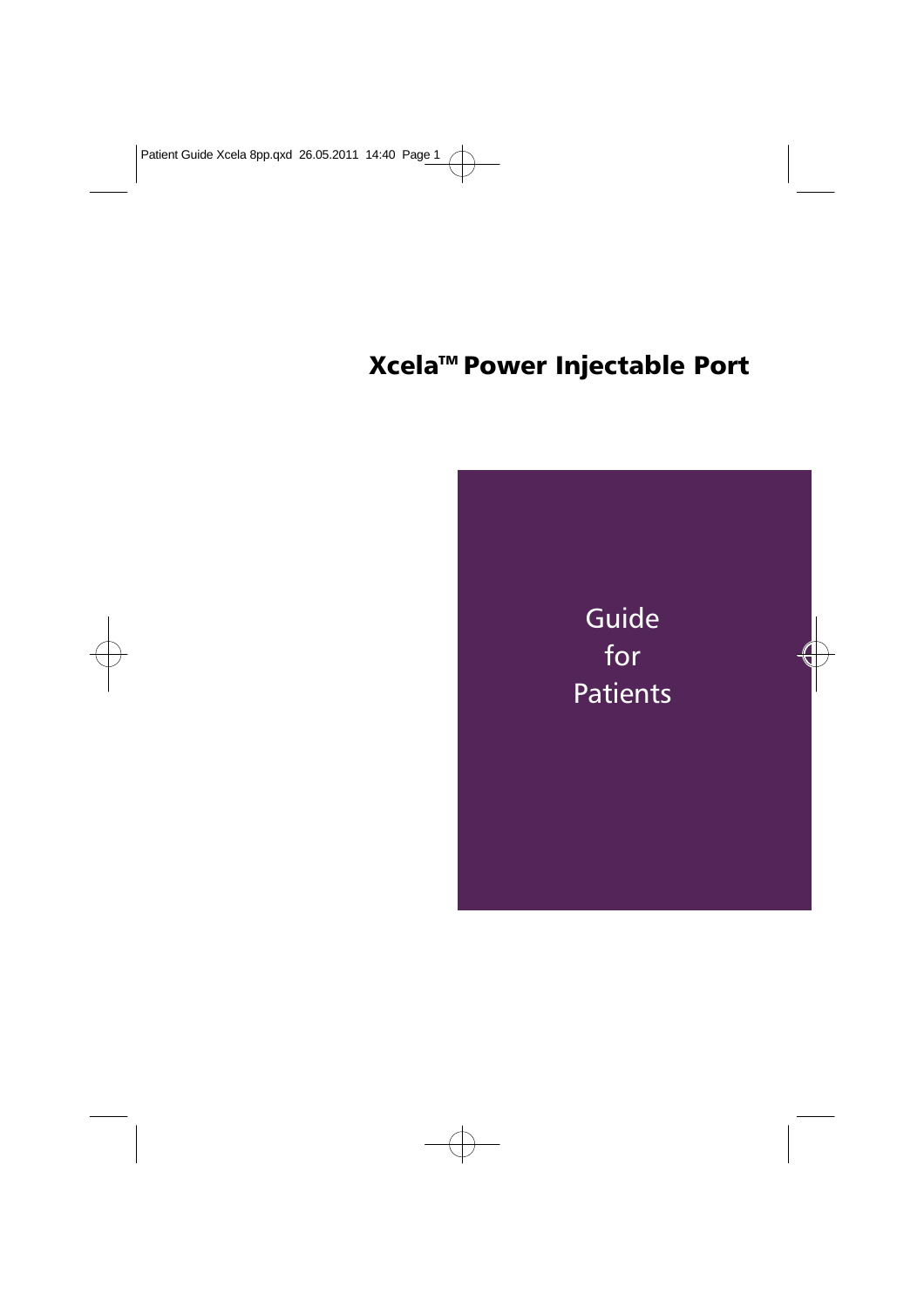# Xcela™ Power Injectable Port

Guide
for
Patients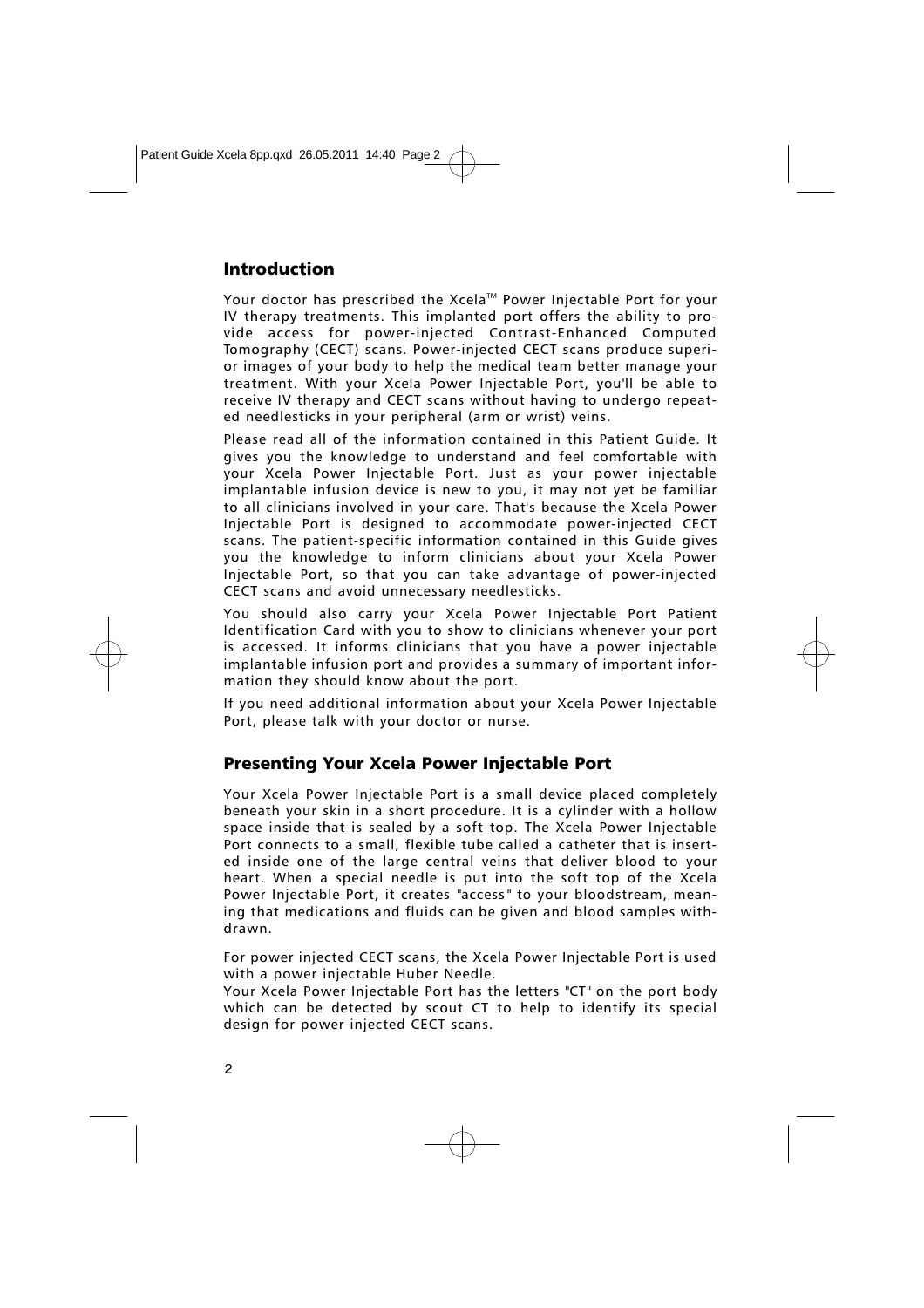## Introduction

Your doctor has prescribed the Xcela™ Power Injectable Port for your IV therapy treatments. This implanted port offers the ability to provide access for power-injected Contrast-Enhanced Computed Tomography (CECT) scans. Power-injected CECT scans produce superior images of your body to help the medical team better manage your treatment. With your Xcela Power Injectable Port, you'll be able to receive IV therapy and CECT scans without having to undergo repeated needlesticks in your peripheral (arm or wrist) veins.

Please read all of the information contained in this Patient Guide. It gives you the knowledge to understand and feel comfortable with your Xcela Power Injectable Port. Just as your power injectable implantable infusion device is new to you, it may not yet be familiar to all clinicians involved in your care. That's because the Xcela Power Injectable Port is designed to accommodate power-injected CECT scans. The patient-specific information contained in this Guide gives you the knowledge to inform clinicians about your Xcela Power Injectable Port, so that you can take advantage of power-injected CECT scans and avoid unnecessary needlesticks.

You should also carry your Xcela Power Injectable Port Patient Identification Card with you to show to clinicians whenever your port is accessed. It informs clinicians that you have a power injectable implantable infusion port and provides a summary of important information they should know about the port.

If you need additional information about your Xcela Power Injectable Port, please talk with your doctor or nurse.

## Presenting Your Xcela Power Injectable Port

Your Xcela Power Injectable Port is a small device placed completely beneath your skin in a short procedure. It is a cylinder with a hollow space inside that is sealed by a soft top. The Xcela Power Injectable Port connects to a small, flexible tube called a catheter that is inserted inside one of the large central veins that deliver blood to your heart. When a special needle is put into the soft top of the Xcela Power Injectable Port, it creates "access" to your bloodstream, meaning that medications and fluids can be given and blood samples withdrawn.

For power injected CECT scans, the Xcela Power Injectable Port is used with a power injectable Huber Needle.

Your Xcela Power Injectable Port has the letters "CT" on the port body which can be detected by scout CT to help to identify its special design for power injected CECT scans.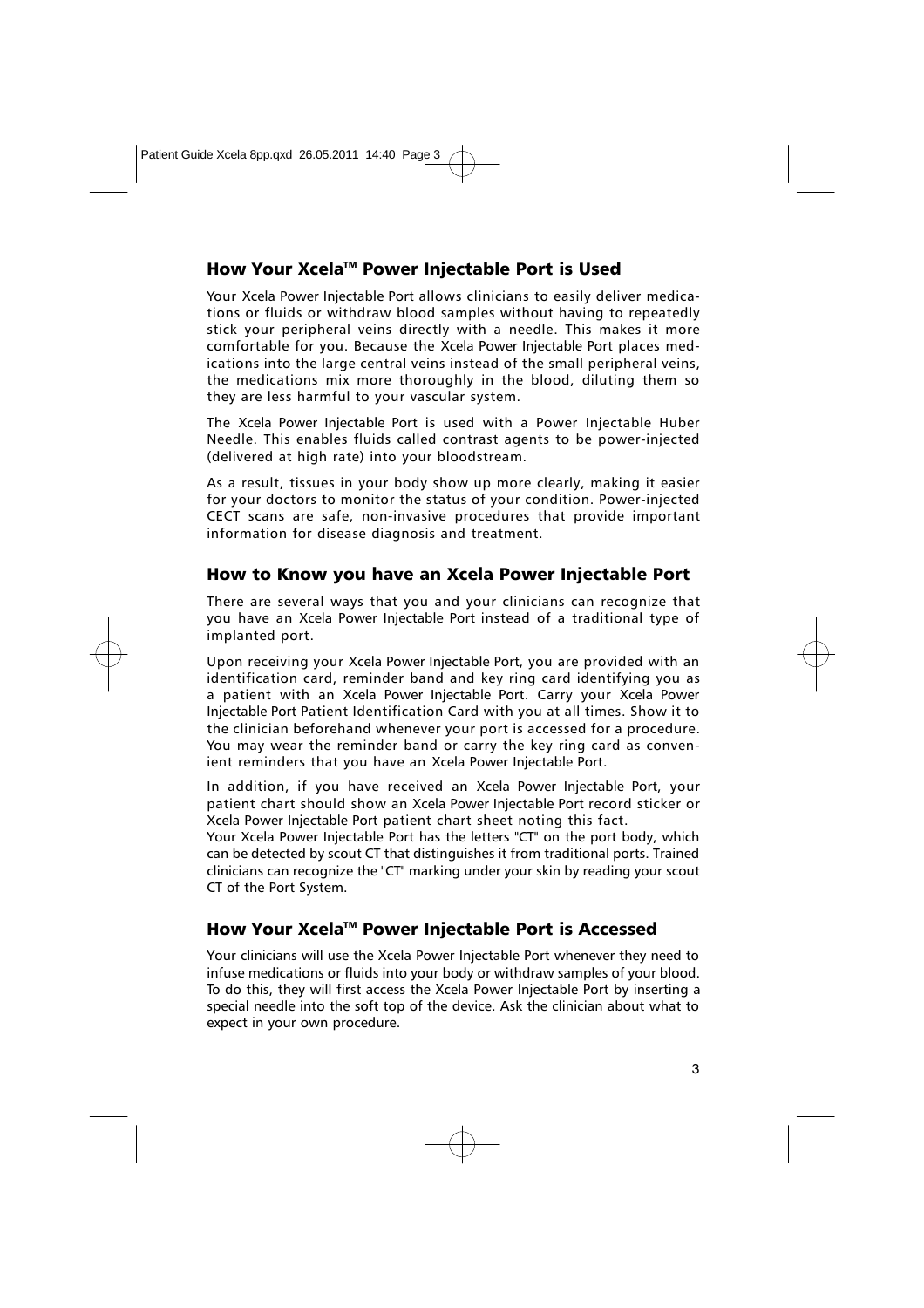## How Your Xcela™ Power Injectable Port is Used

Your Xcela Power Injectable Port allows clinicians to easily deliver medications or fluids or withdraw blood samples without having to repeatedly stick your peripheral veins directly with a needle. This makes it more comfortable for you. Because the Xcela Power Injectable Port places medications into the large central veins instead of the small peripheral veins, the medications mix more thoroughly in the blood, diluting them so they are less harmful to your vascular system.

The Xcela Power Injectable Port is used with a Power Injectable Huber Needle. This enables fluids called contrast agents to be power-injected (delivered at high rate) into your bloodstream.

As a result, tissues in your body show up more clearly, making it easier for your doctors to monitor the status of your condition. Power-injected CECT scans are safe, non-invasive procedures that provide important information for disease diagnosis and treatment.

## How to Know you have an Xcela Power Injectable Port

There are several ways that you and your clinicians can recognize that you have an Xcela Power Injectable Port instead of a traditional type of implanted port.

Upon receiving your Xcela Power Injectable Port, you are provided with an identification card, reminder band and key ring card identifying you as a patient with an Xcela Power Injectable Port. Carry your Xcela Power Injectable Port Patient Identification Card with you at all times. Show it to the clinician beforehand whenever your port is accessed for a procedure. You may wear the reminder band or carry the key ring card as convenient reminders that you have an Xcela Power Injectable Port.

In addition, if you have received an Xcela Power Injectable Port, your patient chart should show an Xcela Power Injectable Port record sticker or Xcela Power Injectable Port patient chart sheet noting this fact.
Your Xcela Power Injectable Port has the letters "CT" on the port body, which can be detected by scout CT that distinguishes it from traditional ports. Trained clinicians can recognize the "CT" marking under your skin by reading your scout CT of the Port System.

## How Your Xcela™ Power Injectable Port is Accessed

Your clinicians will use the Xcela Power Injectable Port whenever they need to infuse medications or fluids into your body or withdraw samples of your blood. To do this, they will first access the Xcela Power Injectable Port by inserting a special needle into the soft top of the device. Ask the clinician about what to expect in your own procedure.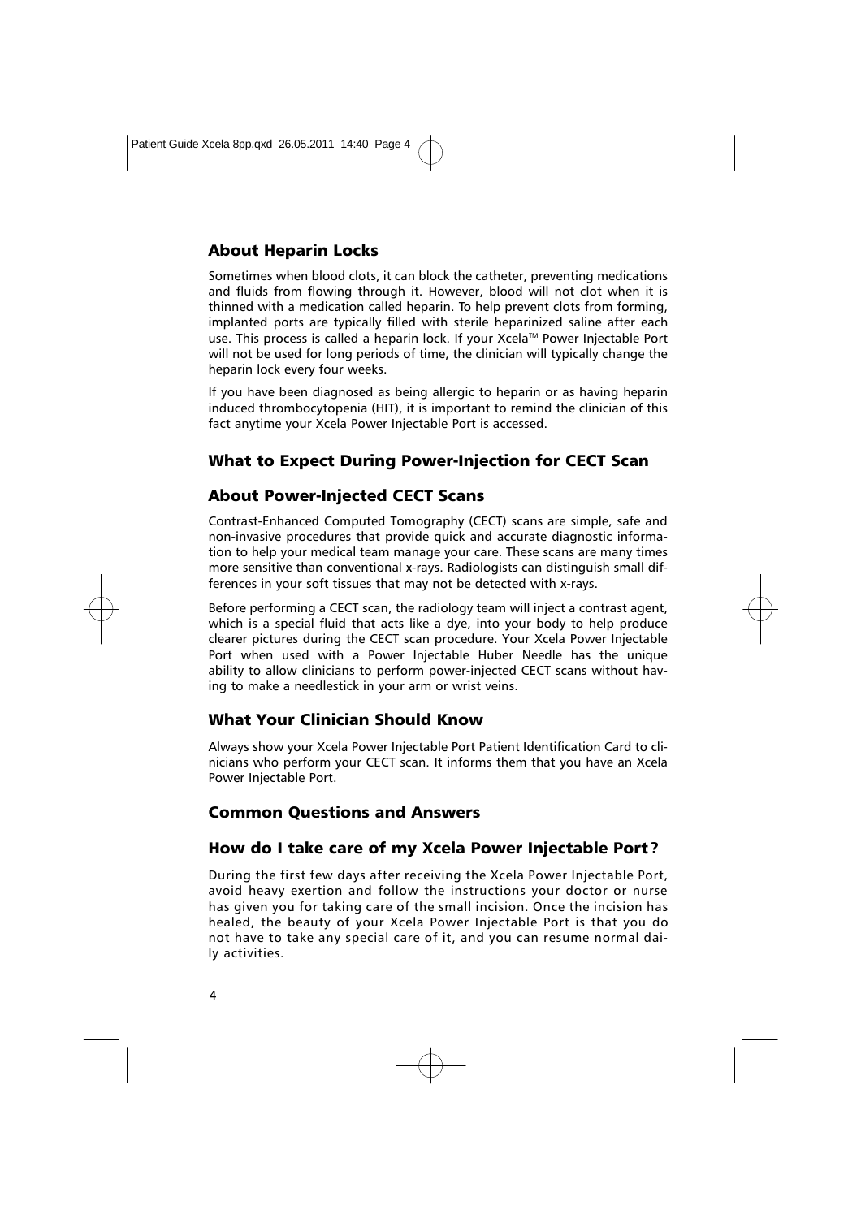## About Heparin Locks

Sometimes when blood clots, it can block the catheter, preventing medications and fluids from flowing through it. However, blood will not clot when it is thinned with a medication called heparin. To help prevent clots from forming, implanted ports are typically filled with sterile heparinized saline after each use. This process is called a heparin lock. If your Xcela™ Power Injectable Port will not be used for long periods of time, the clinician will typically change the heparin lock every four weeks.

If you have been diagnosed as being allergic to heparin or as having heparin induced thrombocytopenia (HIT), it is important to remind the clinician of this fact anytime your Xcela Power Injectable Port is accessed.

## What to Expect During Power-Injection for CECT Scan

## About Power-Injected CECT Scans

Contrast-Enhanced Computed Tomography (CECT) scans are simple, safe and non-invasive procedures that provide quick and accurate diagnostic information to help your medical team manage your care. These scans are many times more sensitive than conventional x-rays. Radiologists can distinguish small differences in your soft tissues that may not be detected with x-rays.

Before performing a CECT scan, the radiology team will inject a contrast agent, which is a special fluid that acts like a dye, into your body to help produce clearer pictures during the CECT scan procedure. Your Xcela Power Injectable Port when used with a Power Injectable Huber Needle has the unique ability to allow clinicians to perform power-injected CECT scans without having to make a needlestick in your arm or wrist veins.

## What Your Clinician Should Know

Always show your Xcela Power Injectable Port Patient Identification Card to clinicians who perform your CECT scan. It informs them that you have an Xcela Power Injectable Port.

## Common Questions and Answers

## How do I take care of my Xcela Power Injectable Port?

During the first few days after receiving the Xcela Power Injectable Port, avoid heavy exertion and follow the instructions your doctor or nurse has given you for taking care of the small incision. Once the incision has healed, the beauty of your Xcela Power Injectable Port is that you do not have to take any special care of it, and you can resume normal daily activities.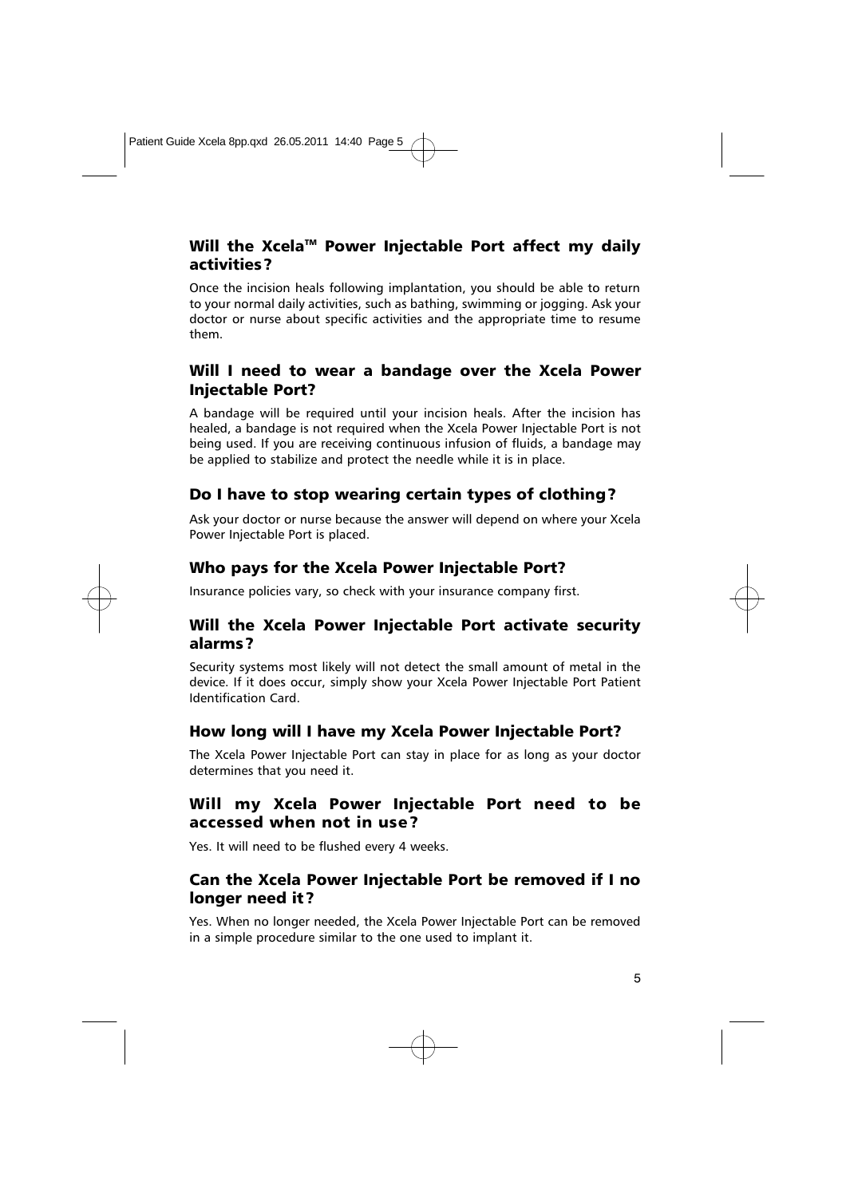## Will the Xcela™ Power Injectable Port affect my daily activities?

Once the incision heals following implantation, you should be able to return to your normal daily activities, such as bathing, swimming or jogging. Ask your doctor or nurse about specific activities and the appropriate time to resume them.

## Will I need to wear a bandage over the Xcela Power Injectable Port?

A bandage will be required until your incision heals. After the incision has healed, a bandage is not required when the Xcela Power Injectable Port is not being used. If you are receiving continuous infusion of fluids, a bandage may be applied to stabilize and protect the needle while it is in place.

## Do I have to stop wearing certain types of clothing?

Ask your doctor or nurse because the answer will depend on where your Xcela Power Injectable Port is placed.

## Who pays for the Xcela Power Injectable Port?

Insurance policies vary, so check with your insurance company first.

## Will the Xcela Power Injectable Port activate security alarms?

Security systems most likely will not detect the small amount of metal in the device. If it does occur, simply show your Xcela Power Injectable Port Patient Identification Card.

## How long will I have my Xcela Power Injectable Port?

The Xcela Power Injectable Port can stay in place for as long as your doctor determines that you need it.

## Will my Xcela Power Injectable Port need to be accessed when not in use?

Yes. It will need to be flushed every 4 weeks.

## Can the Xcela Power Injectable Port be removed if I no longer need it?

Yes. When no longer needed, the Xcela Power Injectable Port can be removed in a simple procedure similar to the one used to implant it.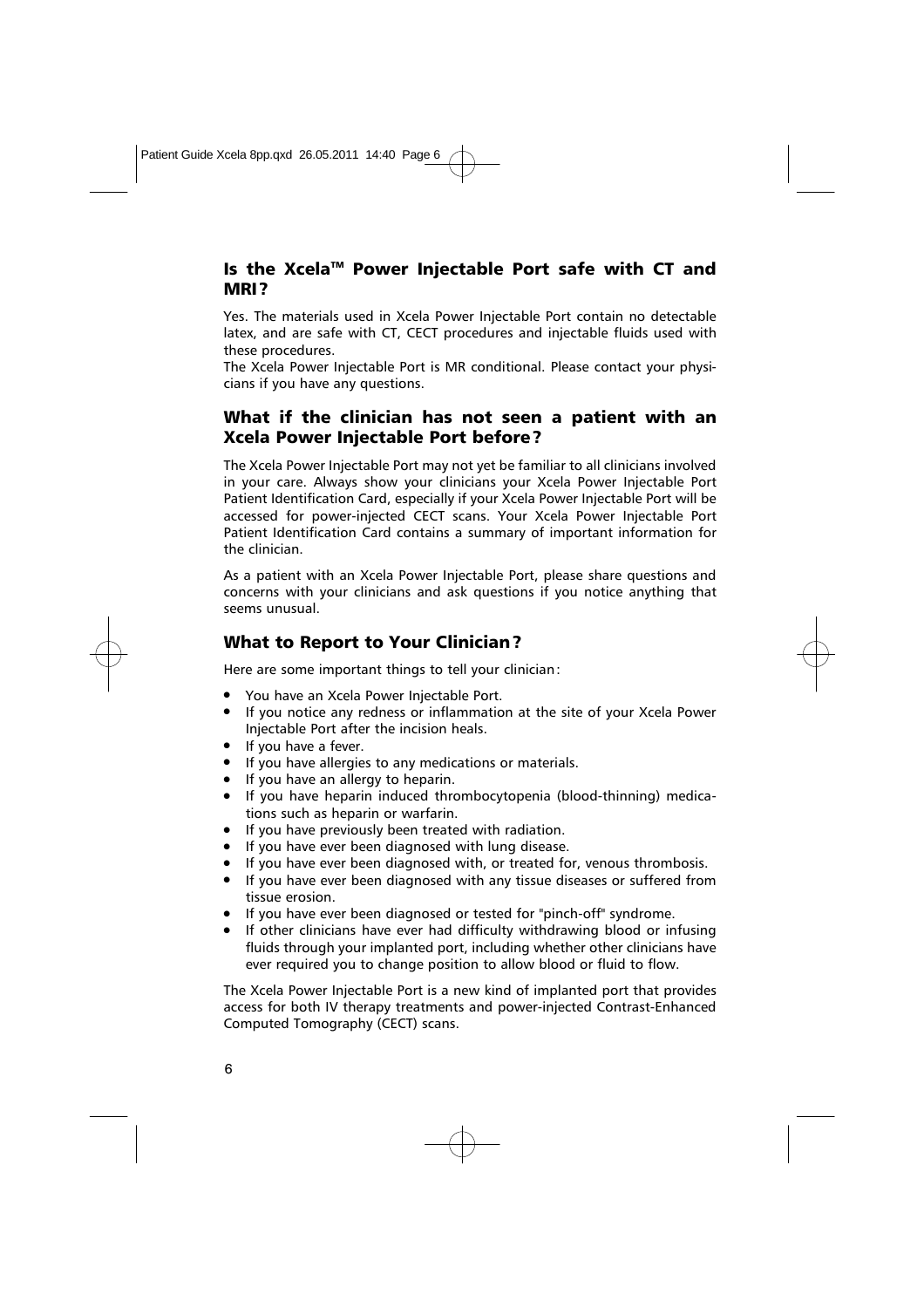## Is the Xcela™ Power Injectable Port safe with CT and MRI?

Yes. The materials used in Xcela Power Injectable Port contain no detectable latex, and are safe with CT, CECT procedures and injectable fluids used with these procedures.

The Xcela Power Injectable Port is MR conditional. Please contact your physicians if you have any questions.

## What if the clinician has not seen a patient with an Xcela Power Injectable Port before?

The Xcela Power Injectable Port may not yet be familiar to all clinicians involved in your care. Always show your clinicians your Xcela Power Injectable Port Patient Identification Card, especially if your Xcela Power Injectable Port will be accessed for power-injected CECT scans. Your Xcela Power Injectable Port Patient Identification Card contains a summary of important information for the clinician.

As a patient with an Xcela Power Injectable Port, please share questions and concerns with your clinicians and ask questions if you notice anything that seems unusual.

## What to Report to Your Clinician?

Here are some important things to tell your clinician:

- You have an Xcela Power Injectable Port.
- If you notice any redness or inflammation at the site of your Xcela Power Injectable Port after the incision heals.
- If you have a fever.
- If you have allergies to any medications or materials.
- If you have an allergy to heparin.
- If you have heparin induced thrombocytopenia (blood-thinning) medications such as heparin or warfarin.
- If you have previously been treated with radiation.
- If you have ever been diagnosed with lung disease.
- If you have ever been diagnosed with, or treated for, venous thrombosis.
- If you have ever been diagnosed with any tissue diseases or suffered from tissue erosion.
- If you have ever been diagnosed or tested for "pinch-off" syndrome.
- If other clinicians have ever had difficulty withdrawing blood or infusing fluids through your implanted port, including whether other clinicians have ever required you to change position to allow blood or fluid to flow.

The Xcela Power Injectable Port is a new kind of implanted port that provides access for both IV therapy treatments and power-injected Contrast-Enhanced Computed Tomography (CECT) scans.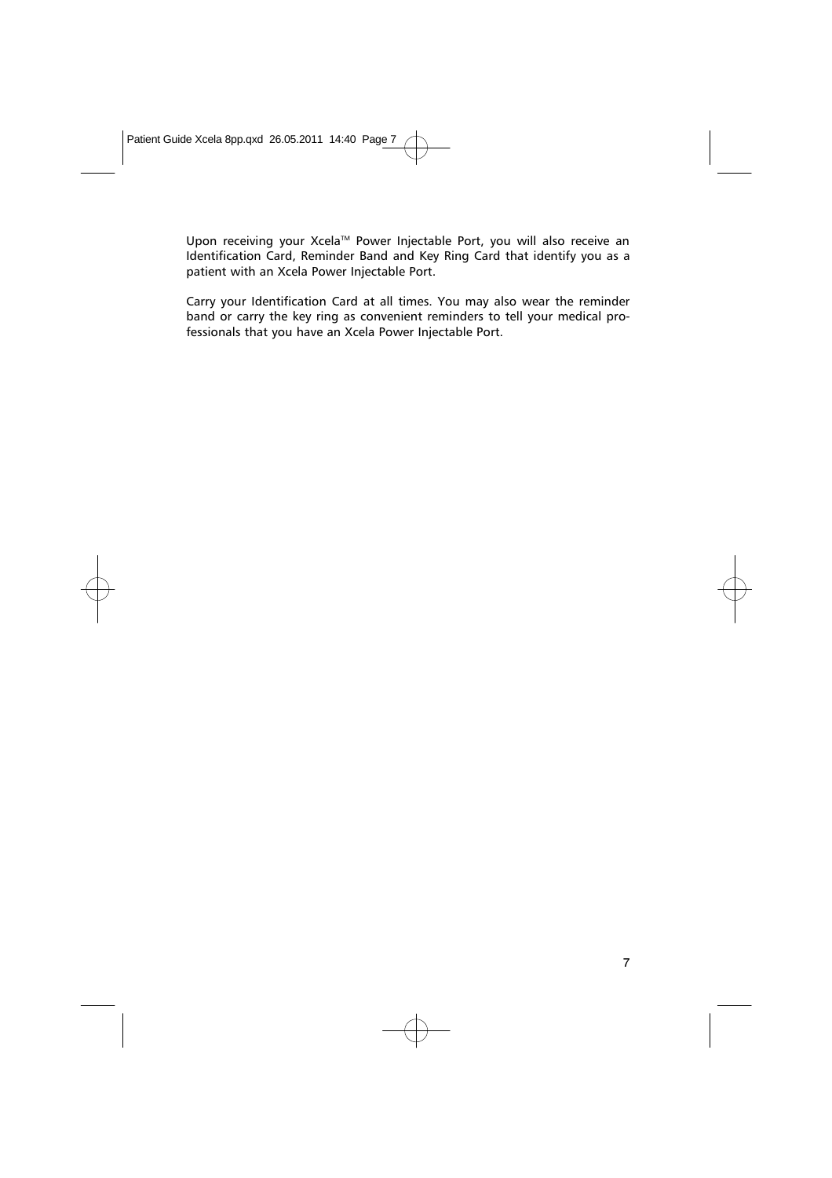Upon receiving your Xcela™ Power Injectable Port, you will also receive an Identification Card, Reminder Band and Key Ring Card that identify you as a patient with an Xcela Power Injectable Port.

Carry your Identification Card at all times. You may also wear the reminder band or carry the key ring as convenient reminders to tell your medical professionals that you have an Xcela Power Injectable Port.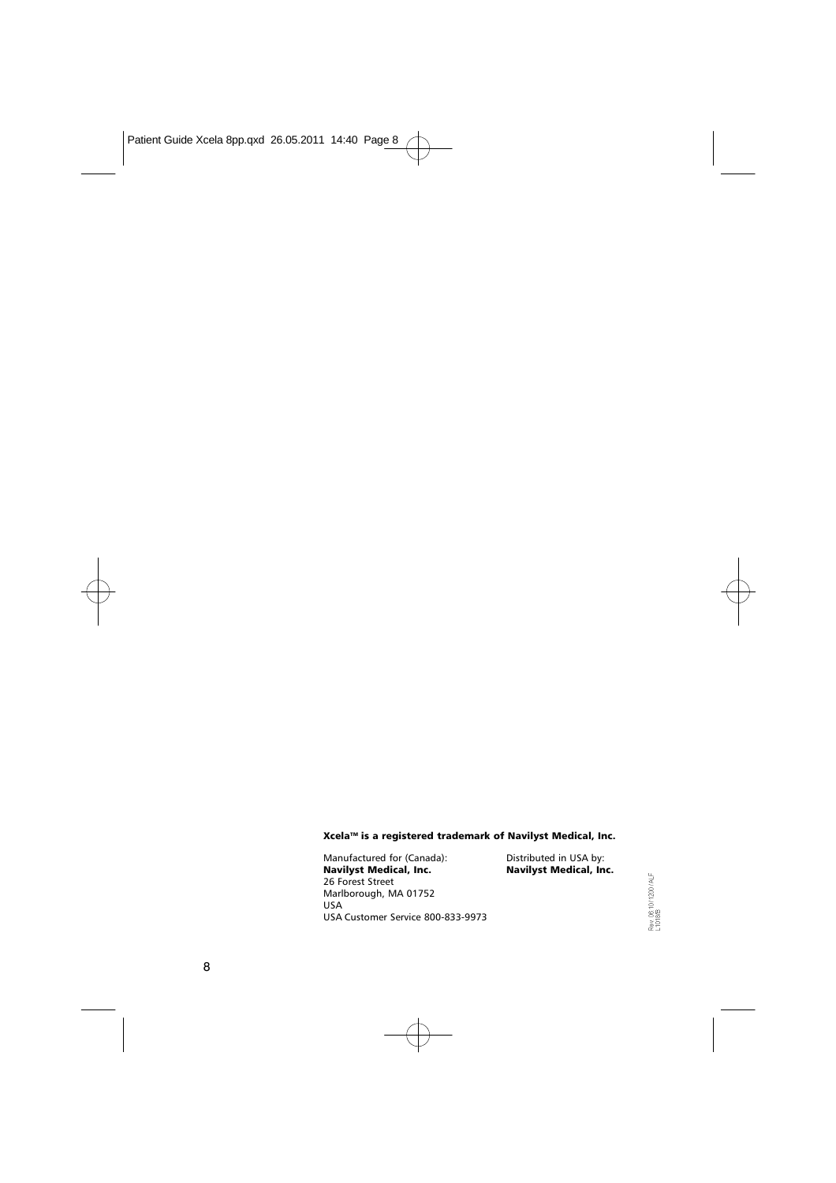**Xcela™ is a registered trademark of Navilyst Medical, Inc.**

Manufactured for (Canada):
**Navilyst Medical, Inc.**
26 Forest Street
Marlborough, MA 01752
USA
USA Customer Service 800-833-9973

Distributed in USA by:
**Navilyst Medical, Inc.**

Rev. 06 10/1200 /ALF
L10189